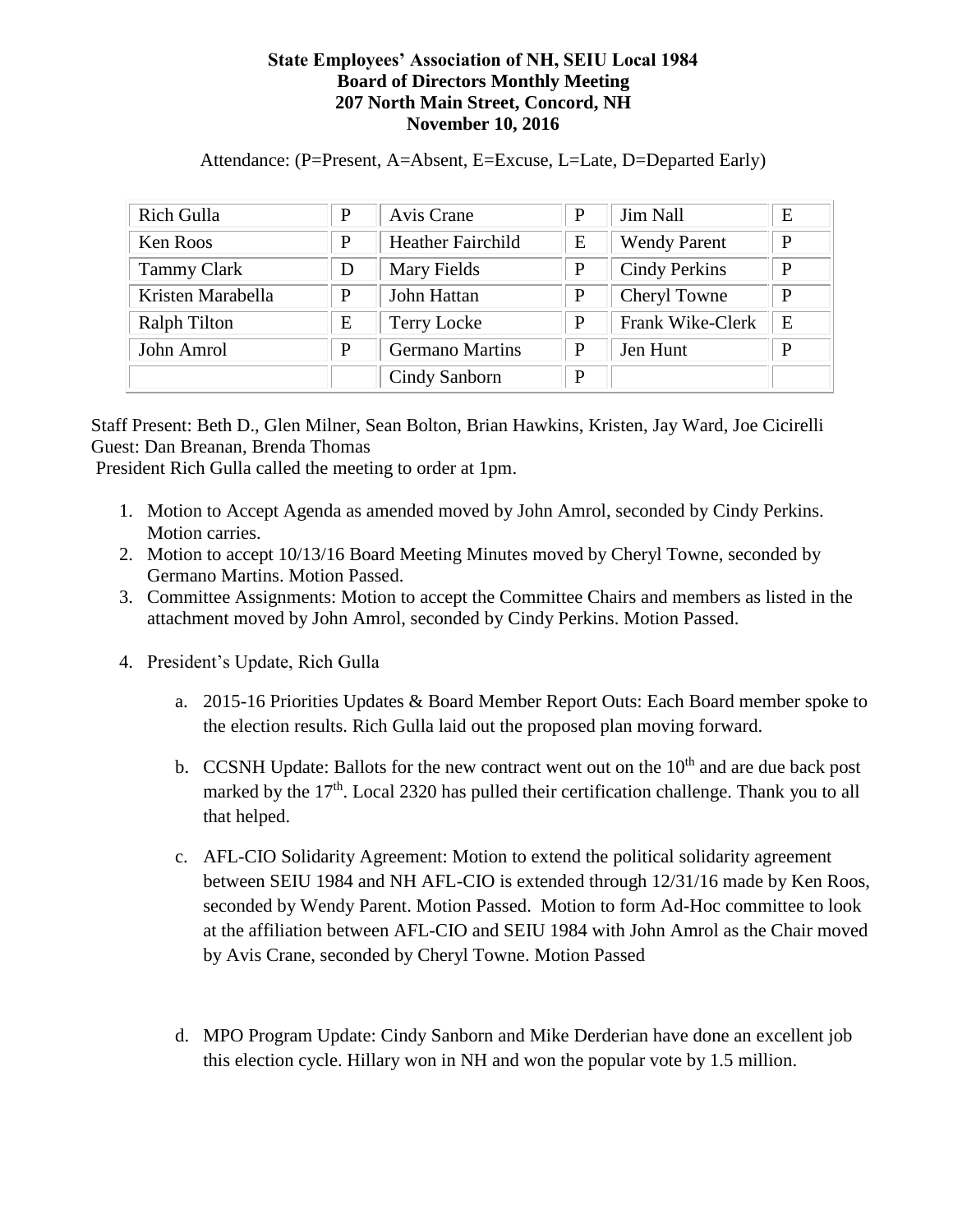**State Employees' Association of NH, SEIU Local 1984**
**Board of Directors Monthly Meeting**
**207 North Main Street, Concord, NH**
**November 10, 2016**

Attendance: (P=Present, A=Absent, E=Excuse, L=Late, D=Departed Early)

| | | | | | |
|---|---|---|---|---|---|
| Rich Gulla | P | Avis Crane | P | Jim Nall | E |
| Ken Roos | P | Heather Fairchild | E | Wendy Parent | P |
| Tammy Clark | D | Mary Fields | P | Cindy Perkins | P |
| Kristen Marabella | P | John Hattan | P | Cheryl Towne | P |
| Ralph Tilton | E | Terry Locke | P | Frank Wike-Clerk | E |
| John Amrol | P | Germano Martins | P | Jen Hunt | P |
| | | Cindy Sanborn | P | | |

Staff Present: Beth D., Glen Milner, Sean Bolton, Brian Hawkins, Kristen, Jay Ward, Joe Cicirelli
Guest: Dan Breanan, Brenda Thomas
President Rich Gulla called the meeting to order at 1pm.

1. Motion to Accept Agenda as amended moved by John Amrol, seconded by Cindy Perkins. Motion carries.
2. Motion to accept 10/13/16 Board Meeting Minutes moved by Cheryl Towne, seconded by Germano Martins. Motion Passed.
3. Committee Assignments: Motion to accept the Committee Chairs and members as listed in the attachment moved by John Amrol, seconded by Cindy Perkins. Motion Passed.
4. President's Update, Rich Gulla

   a. 2015-16 Priorities Updates & Board Member Report Outs: Each Board member spoke to the election results. Rich Gulla laid out the proposed plan moving forward.

   b. CCSNH Update: Ballots for the new contract went out on the 10th and are due back post marked by the 17th. Local 2320 has pulled their certification challenge. Thank you to all that helped.

   c. AFL-CIO Solidarity Agreement: Motion to extend the political solidarity agreement between SEIU 1984 and NH AFL-CIO is extended through 12/31/16 made by Ken Roos, seconded by Wendy Parent. Motion Passed. Motion to form Ad-Hoc committee to look at the affiliation between AFL-CIO and SEIU 1984 with John Amrol as the Chair moved by Avis Crane, seconded by Cheryl Towne. Motion Passed

   d. MPO Program Update: Cindy Sanborn and Mike Derderian have done an excellent job this election cycle. Hillary won in NH and won the popular vote by 1.5 million.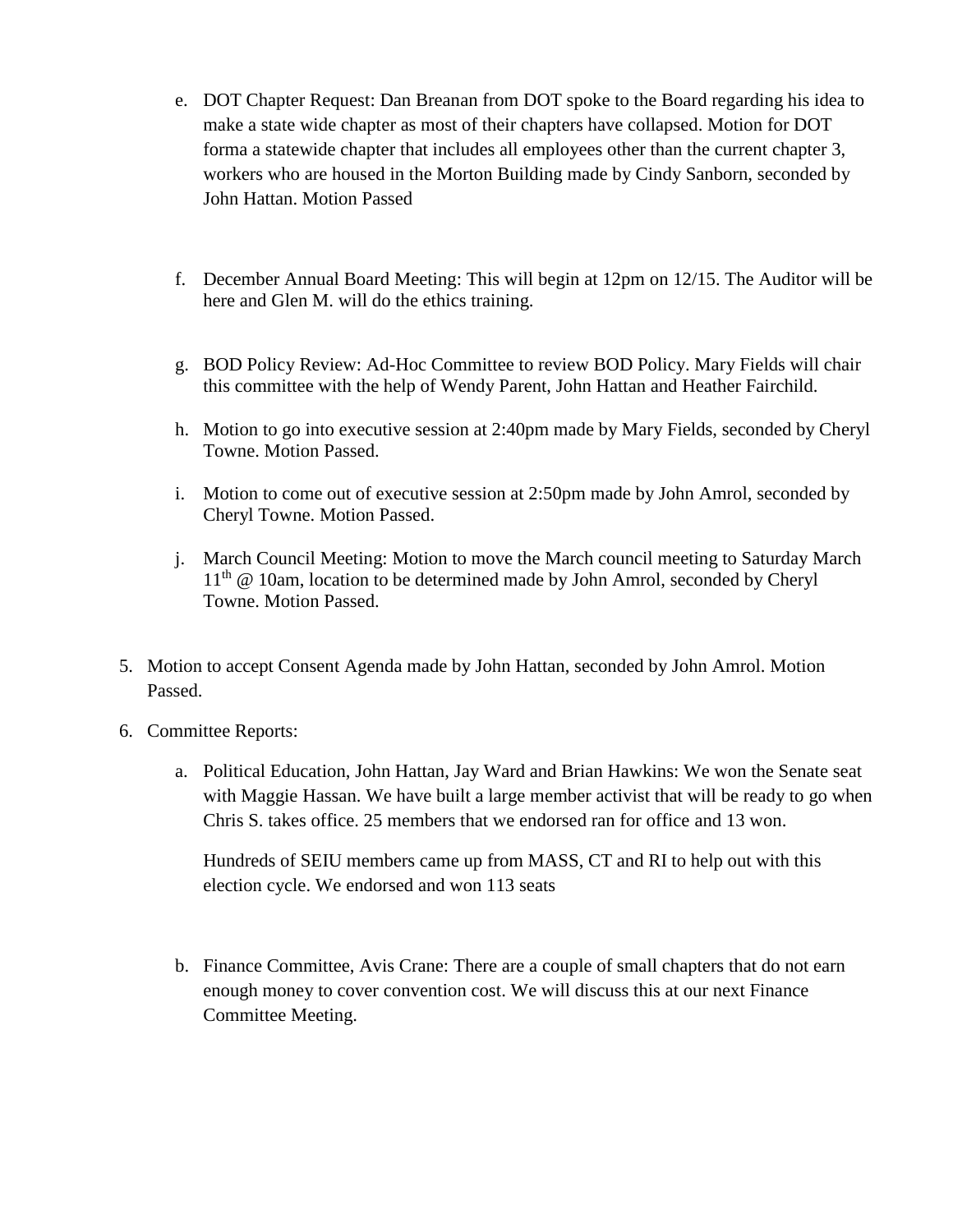e. DOT Chapter Request: Dan Breanan from DOT spoke to the Board regarding his idea to make a state wide chapter as most of their chapters have collapsed. Motion for DOT forma a statewide chapter that includes all employees other than the current chapter 3, workers who are housed in the Morton Building made by Cindy Sanborn, seconded by John Hattan. Motion Passed

f. December Annual Board Meeting: This will begin at 12pm on 12/15. The Auditor will be here and Glen M. will do the ethics training.

g. BOD Policy Review: Ad-Hoc Committee to review BOD Policy. Mary Fields will chair this committee with the help of Wendy Parent, John Hattan and Heather Fairchild.

h. Motion to go into executive session at 2:40pm made by Mary Fields, seconded by Cheryl Towne. Motion Passed.

i. Motion to come out of executive session at 2:50pm made by John Amrol, seconded by Cheryl Towne. Motion Passed.

j. March Council Meeting: Motion to move the March council meeting to Saturday March 11th @ 10am, location to be determined made by John Amrol, seconded by Cheryl Towne. Motion Passed.

5. Motion to accept Consent Agenda made by John Hattan, seconded by John Amrol. Motion Passed.

6. Committee Reports:

   a. Political Education, John Hattan, Jay Ward and Brian Hawkins: We won the Senate seat with Maggie Hassan. We have built a large member activist that will be ready to go when Chris S. takes office. 25 members that we endorsed ran for office and 13 won.

      Hundreds of SEIU members came up from MASS, CT and RI to help out with this election cycle. We endorsed and won 113 seats

   b. Finance Committee, Avis Crane: There are a couple of small chapters that do not earn enough money to cover convention cost. We will discuss this at our next Finance Committee Meeting.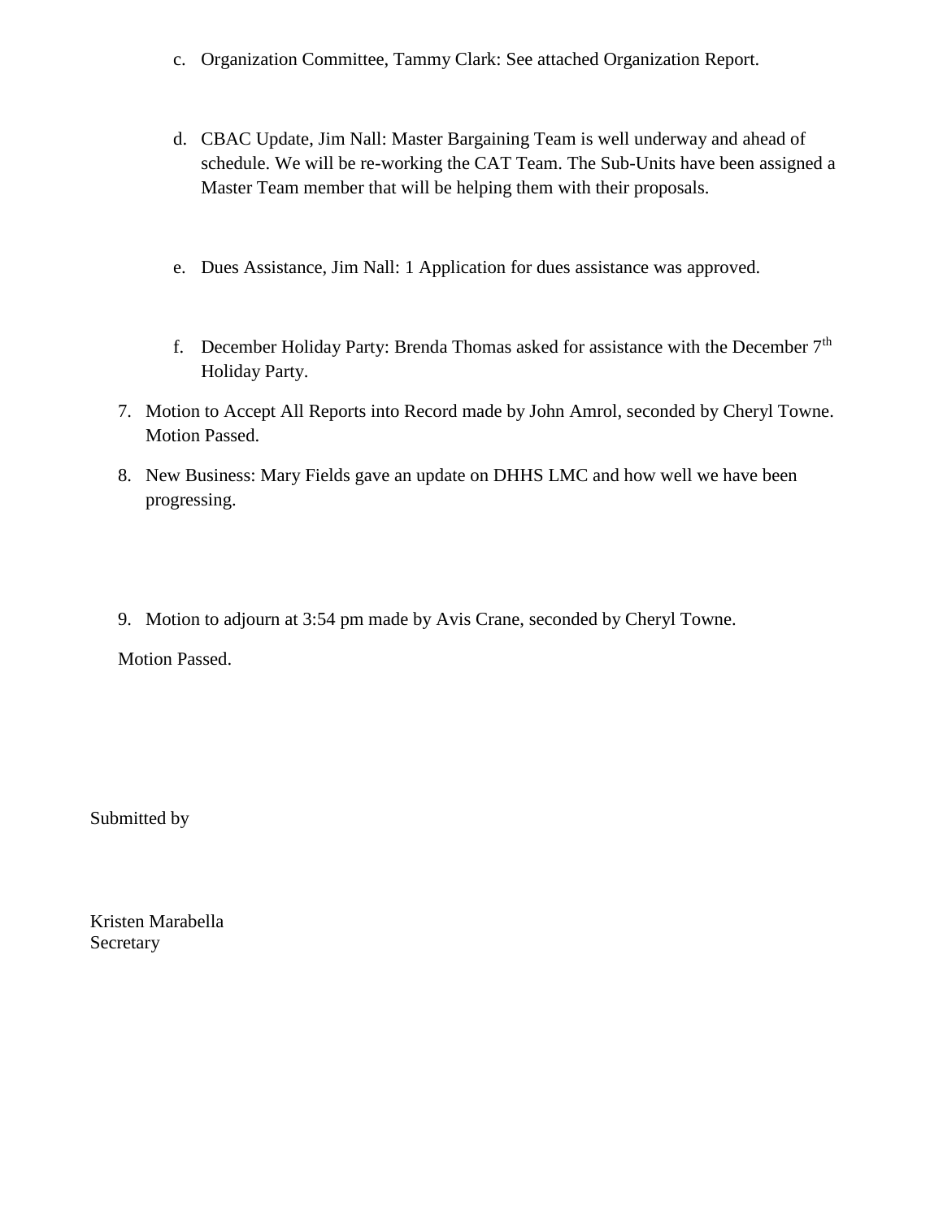c. Organization Committee, Tammy Clark: See attached Organization Report.

d. CBAC Update, Jim Nall: Master Bargaining Team is well underway and ahead of schedule. We will be re-working the CAT Team. The Sub-Units have been assigned a Master Team member that will be helping them with their proposals.

e. Dues Assistance, Jim Nall: 1 Application for dues assistance was approved.

f. December Holiday Party: Brenda Thomas asked for assistance with the December 7th Holiday Party.

7. Motion to Accept All Reports into Record made by John Amrol, seconded by Cheryl Towne. Motion Passed.

8. New Business: Mary Fields gave an update on DHHS LMC and how well we have been progressing.

9. Motion to adjourn at 3:54 pm made by Avis Crane, seconded by Cheryl Towne.

Motion Passed.

Submitted by

Kristen Marabella
Secretary